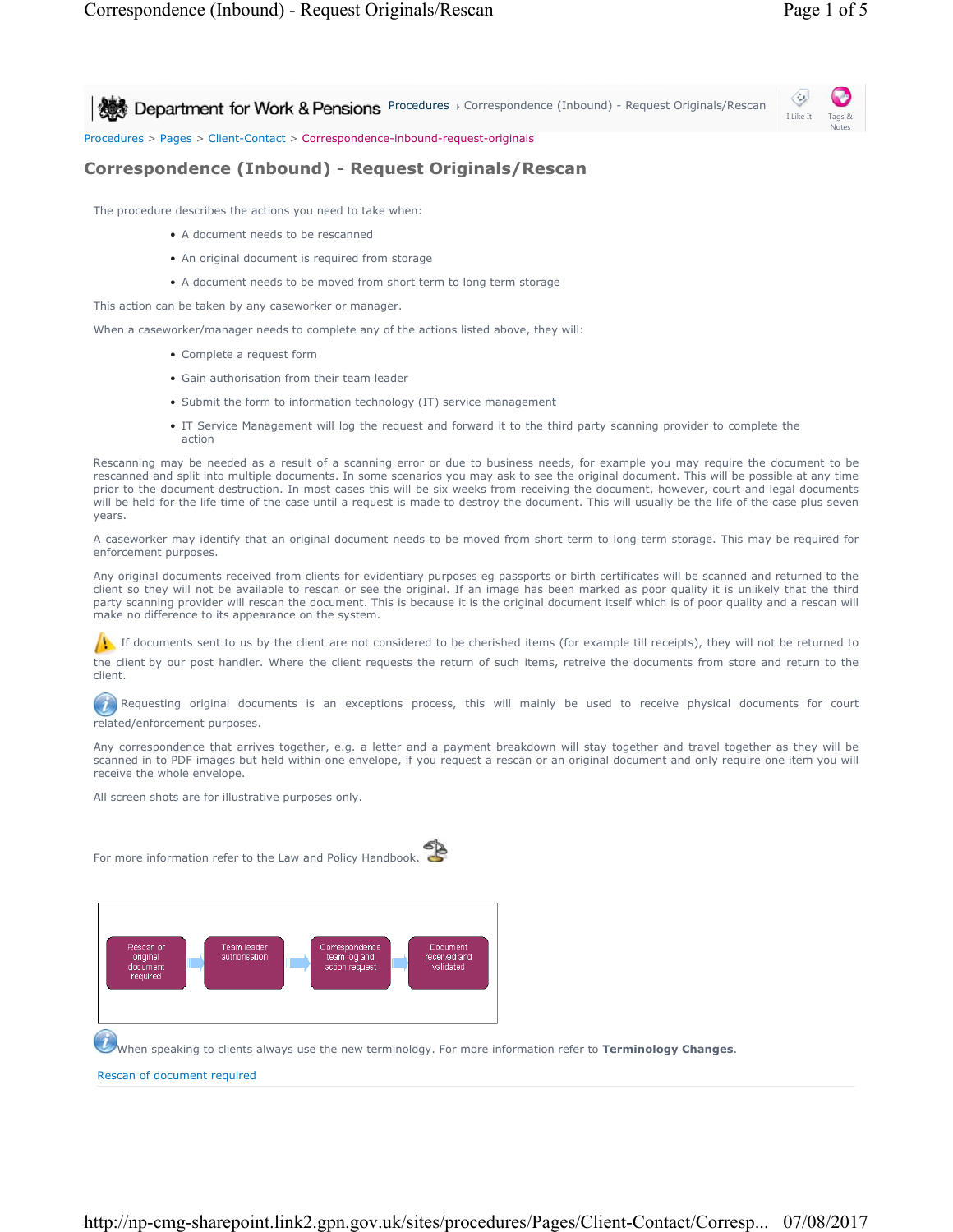Department for Work & Pensions Procedures › Correspondence (Inbound) - Request Originals/Rescan

Procedures > Pages > Client-Contact > Correspondence-inbound-request-originals

# Correspondence (Inbound) - Request Originals/Rescan

The procedure describes the actions you need to take when:

- A document needs to be rescanned
- An original document is required from storage
- A document needs to be moved from short term to long term storage

This action can be taken by any caseworker or manager.

When a caseworker/manager needs to complete any of the actions listed above, they will:

- Complete a request form
- Gain authorisation from their team leader
- Submit the form to information technology (IT) service management
- IT Service Management will log the request and forward it to the third party scanning provider to complete the action

Rescanning may be needed as a result of a scanning error or due to business needs, for example you may require the document to be rescanned and split into multiple documents. In some scenarios you may ask to see the original document. This will be possible at any time prior to the document destruction. In most cases this will be six weeks from receiving the document, however, court and legal documents will be held for the life time of the case until a request is made to destroy the document. This will usually be the life of the case plus seven years.

A caseworker may identify that an original document needs to be moved from short term to long term storage. This may be required for enforcement purposes.

Any original documents received from clients for evidentiary purposes eg passports or birth certificates will be scanned and returned to the client so they will not be available to rescan or see the original. If an image has been marked as poor quality it is unlikely that the third party scanning provider will rescan the document. This is because it is the original document itself which is of poor quality and a rescan will make no difference to its appearance on the system.

If documents sent to us by the client are not considered to be cherished items (for example till receipts), they will not be returned to the client by our post handler. Where the client requests the return of such items, retreive the documents from store and return to the client.

Requesting original documents is an exceptions process, this will mainly be used to receive physical documents for court related/enforcement purposes.

Any correspondence that arrives together, e.g. a letter and a payment breakdown will stay together and travel together as they will be scanned in to PDF images but held within one envelope, if you request a rescan or an original document and only require one item you will receive the whole envelope.

All screen shots are for illustrative purposes only.

For more information refer to the Law and Policy Handbook.

Rescan or original document required → Team leader authorisation → Correspondence team log and action request → Document received and validated

When speaking to clients always use the new terminology. For more information refer to **Terminology Changes**.

Rescan of document required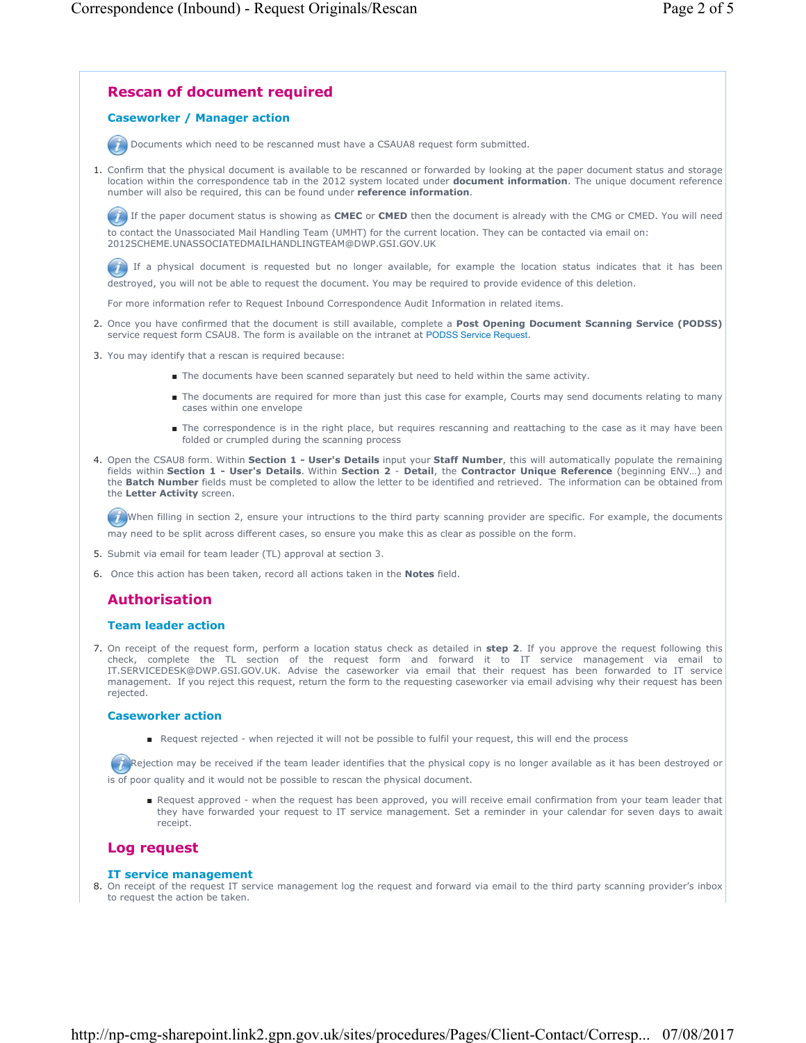## Rescan of document required

### Caseworker / Manager action

Documents which need to be rescanned must have a CSAUA8 request form submitted.

1. Confirm that the physical document is available to be rescanned or forwarded by looking at the paper document status and storage location within the correspondence tab in the 2012 system located under **document information**. The unique document reference number will also be required, this can be found under **reference information**.

   If the paper document status is showing as **CMEC** or **CMED** then the document is already with the CMG or CMED. You will need to contact the Unassociated Mail Handling Team (UMHT) for the current location. They can be contacted via email on: 2012SCHEME.UNASSOCIATEDMAILHANDLINGTEAM@DWP.GSI.GOV.UK

   If a physical document is requested but no longer available, for example the location status indicates that it has been destroyed, you will not be able to request the document. You may be required to provide evidence of this deletion.

   For more information refer to Request Inbound Correspondence Audit Information in related items.

2. Once you have confirmed that the document is still available, complete a **Post Opening Document Scanning Service (PODSS)** service request form CSAU8. The form is available on the intranet at PODSS Service Request.
3. You may identify that a rescan is required because:
   - The documents have been scanned separately but need to held within the same activity.
   - The documents are required for more than just this case for example, Courts may send documents relating to many cases within one envelope
   - The correspondence is in the right place, but requires rescanning and reattaching to the case as it may have been folded or crumpled during the scanning process
4. Open the CSAU8 form. Within **Section 1 - User's Details** input your **Staff Number**, this will automatically populate the remaining fields within **Section 1 - User's Details**. Within **Section 2 - Detail**, the **Contractor Unique Reference** (beginning ENV…) and the **Batch Number** fields must be completed to allow the letter to be identified and retrieved. The information can be obtained from the **Letter Activity** screen.

   When filling in section 2, ensure your intructions to the third party scanning provider are specific. For example, the documents may need to be split across different cases, so ensure you make this as clear as possible on the form.

5. Submit via email for team leader (TL) approval at section 3.
6. Once this action has been taken, record all actions taken in the **Notes** field.

## Authorisation

### Team leader action

7. On receipt of the request form, perform a location status check as detailed in **step 2**. If you approve the request following this check, complete the TL section of the request form and forward it to IT service management via email to IT.SERVICEDESK@DWP.GSI.GOV.UK. Advise the caseworker via email that their request has been forwarded to IT service management. If you reject this request, return the form to the requesting caseworker via email advising why their request has been rejected.

### Caseworker action

- Request rejected - when rejected it will not be possible to fulfil your request, this will end the process

Rejection may be received if the team leader identifies that the physical copy is no longer available as it has been destroyed or is of poor quality and it would not be possible to rescan the physical document.

- Request approved - when the request has been approved, you will receive email confirmation from your team leader that they have forwarded your request to IT service management. Set a reminder in your calendar for seven days to await receipt.

## Log request

### IT service management

8. On receipt of the request IT service management log the request and forward via email to the third party scanning provider's inbox to request the action be taken.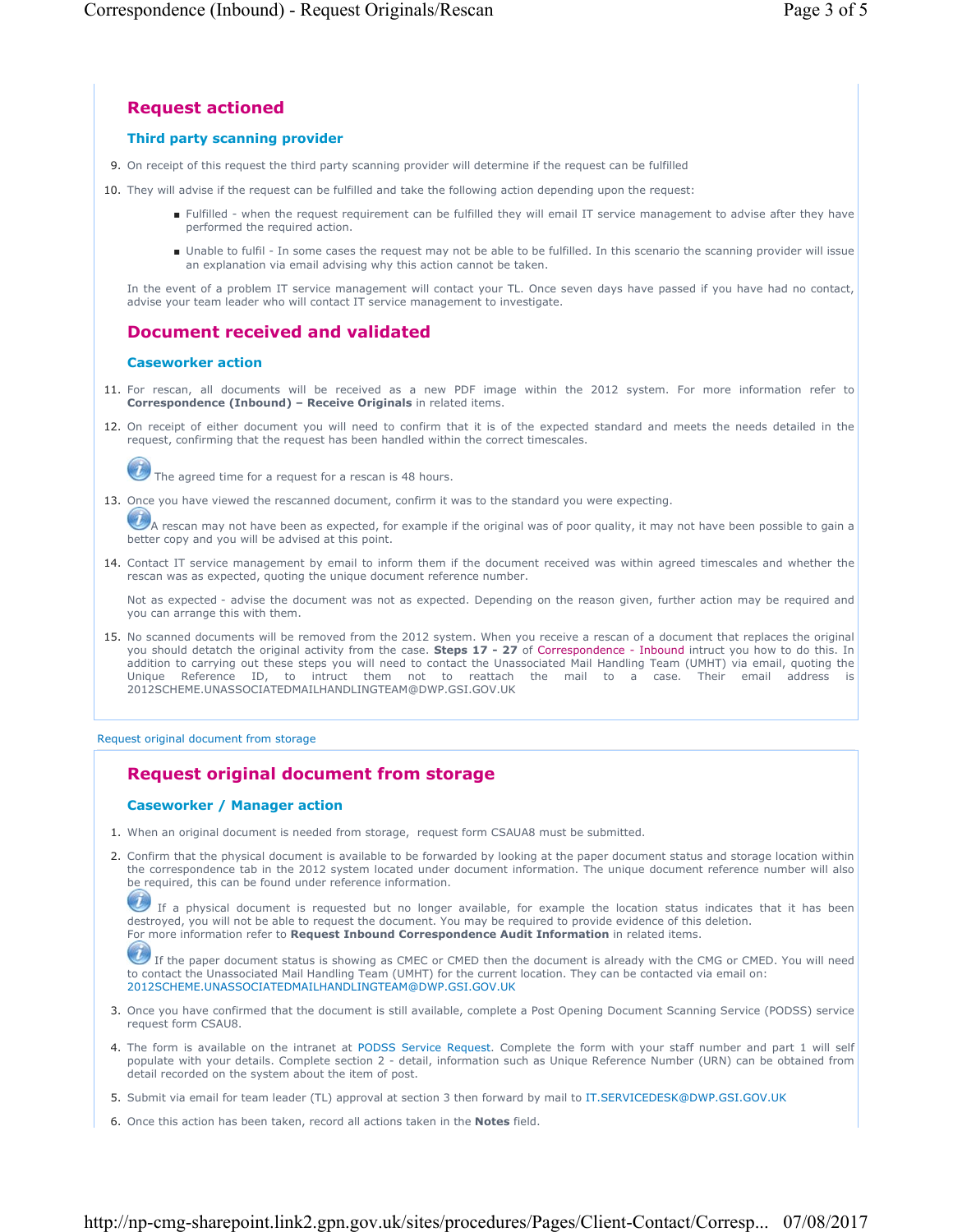## Request actioned

### Third party scanning provider

9. On receipt of this request the third party scanning provider will determine if the request can be fulfilled
10. They will advise if the request can be fulfilled and take the following action depending upon the request:
    - Fulfilled - when the request requirement can be fulfilled they will email IT service management to advise after they have performed the required action.
    - Unable to fulfil - In some cases the request may not be able to be fulfilled. In this scenario the scanning provider will issue an explanation via email advising why this action cannot be taken.

    In the event of a problem IT service management will contact your TL. Once seven days have passed if you have had no contact, advise your team leader who will contact IT service management to investigate.

## Document received and validated

### Caseworker action

11. For rescan, all documents will be received as a new PDF image within the 2012 system. For more information refer to **Correspondence (Inbound) – Receive Originals** in related items.
12. On receipt of either document you will need to confirm that it is of the expected standard and meets the needs detailed in the request, confirming that the request has been handled within the correct timescales.

    The agreed time for a request for a rescan is 48 hours.

13. Once you have viewed the rescanned document, confirm it was to the standard you were expecting.

    A rescan may not have been as expected, for example if the original was of poor quality, it may not have been possible to gain a better copy and you will be advised at this point.

14. Contact IT service management by email to inform them if the document received was within agreed timescales and whether the rescan was as expected, quoting the unique document reference number.

    Not as expected - advise the document was not as expected. Depending on the reason given, further action may be required and you can arrange this with them.

15. No scanned documents will be removed from the 2012 system. When you receive a rescan of a document that replaces the original you should detatch the original activity from the case. **Steps 17 - 27** of Correspondence - Inbound intruct you how to do this. In addition to carrying out these steps you will need to contact the Unassociated Mail Handling Team (UMHT) via email, quoting the Unique Reference ID, to intruct them not to reattach the mail to a case. Their email address is 2012SCHEME.UNASSOCIATEDMAILHANDLINGTEAM@DWP.GSI.GOV.UK

Request original document from storage

## Request original document from storage

### Caseworker / Manager action

1. When an original document is needed from storage, request form CSAUA8 must be submitted.
2. Confirm that the physical document is available to be forwarded by looking at the paper document status and storage location within the correspondence tab in the 2012 system located under document information. The unique document reference number will also be required, this can be found under reference information.

    If a physical document is requested but no longer available, for example the location status indicates that it has been destroyed, you will not be able to request the document. You may be required to provide evidence of this deletion.
    For more information refer to **Request Inbound Correspondence Audit Information** in related items.

    If the paper document status is showing as CMEC or CMED then the document is already with the CMG or CMED. You will need to contact the Unassociated Mail Handling Team (UMHT) for the current location. They can be contacted via email on: 2012SCHEME.UNASSOCIATEDMAILHANDLINGTEAM@DWP.GSI.GOV.UK

3. Once you have confirmed that the document is still available, complete a Post Opening Document Scanning Service (PODSS) service request form CSAU8.
4. The form is available on the intranet at PODSS Service Request. Complete the form with your staff number and part 1 will self populate with your details. Complete section 2 - detail, information such as Unique Reference Number (URN) can be obtained from detail recorded on the system about the item of post.
5. Submit via email for team leader (TL) approval at section 3 then forward by mail to IT.SERVICEDESK@DWP.GSI.GOV.UK
6. Once this action has been taken, record all actions taken in the **Notes** field.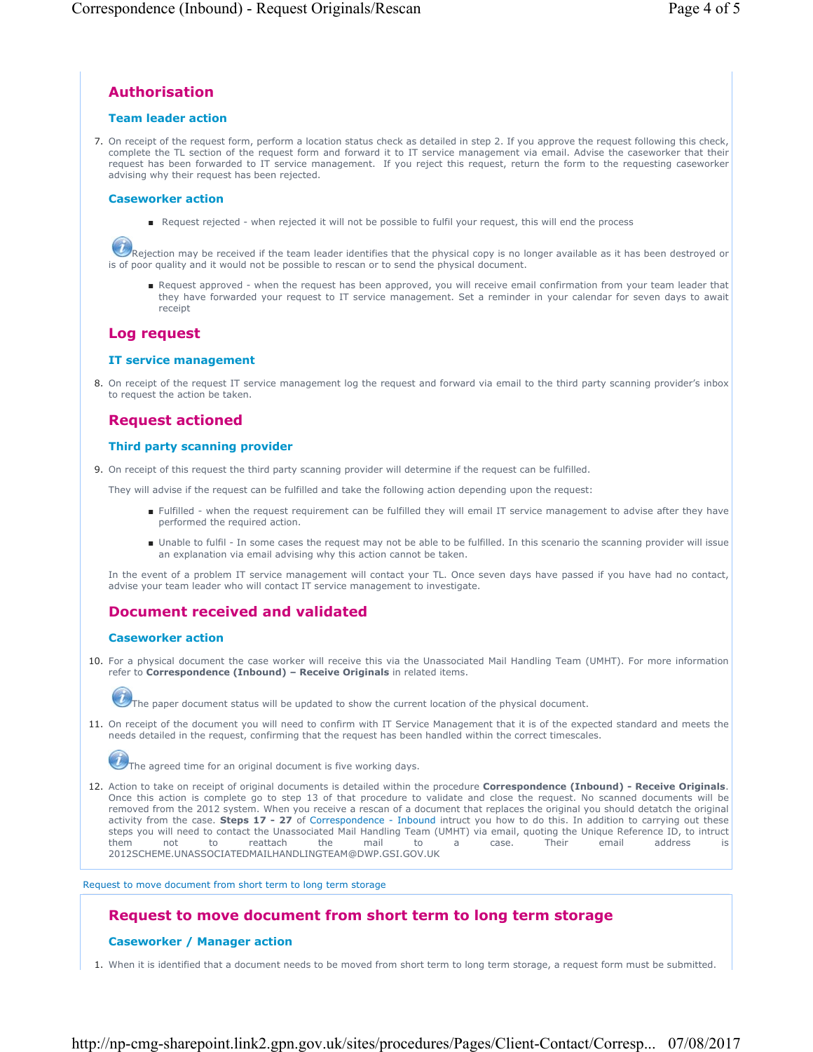## Authorisation

### Team leader action

7. On receipt of the request form, perform a location status check as detailed in step 2. If you approve the request following this check, complete the TL section of the request form and forward it to IT service management via email. Advise the caseworker that their request has been forwarded to IT service management. If you reject this request, return the form to the requesting caseworker advising why their request has been rejected.

### Caseworker action

- Request rejected - when rejected it will not be possible to fulfil your request, this will end the process

Rejection may be received if the team leader identifies that the physical copy is no longer available as it has been destroyed or is of poor quality and it would not be possible to rescan or to send the physical document.

- Request approved - when the request has been approved, you will receive email confirmation from your team leader that they have forwarded your request to IT service management. Set a reminder in your calendar for seven days to await receipt

## Log request

### IT service management

8. On receipt of the request IT service management log the request and forward via email to the third party scanning provider's inbox to request the action be taken.

## Request actioned

### Third party scanning provider

9. On receipt of this request the third party scanning provider will determine if the request can be fulfilled.

   They will advise if the request can be fulfilled and take the following action depending upon the request:

   - Fulfilled - when the request requirement can be fulfilled they will email IT service management to advise after they have performed the required action.
   - Unable to fulfil - In some cases the request may not be able to be fulfilled. In this scenario the scanning provider will issue an explanation via email advising why this action cannot be taken.

   In the event of a problem IT service management will contact your TL. Once seven days have passed if you have had no contact, advise your team leader who will contact IT service management to investigate.

## Document received and validated

### Caseworker action

10. For a physical document the case worker will receive this via the Unassociated Mail Handling Team (UMHT). For more information refer to **Correspondence (Inbound) – Receive Originals** in related items.

    The paper document status will be updated to show the current location of the physical document.

11. On receipt of the document you will need to confirm with IT Service Management that it is of the expected standard and meets the needs detailed in the request, confirming that the request has been handled within the correct timescales.

    The agreed time for an original document is five working days.

12. Action to take on receipt of original documents is detailed within the procedure **Correspondence (Inbound) - Receive Originals**. Once this action is complete go to step 13 of that procedure to validate and close the request. No scanned documents will be removed from the 2012 system. When you receive a rescan of a document that replaces the original you should detatch the original activity from the case. **Steps 17 - 27** of Correspondence - Inbound intruct you how to do this. In addition to carrying out these steps you will need to contact the Unassociated Mail Handling Team (UMHT) via email, quoting the Unique Reference ID, to intruct them not to reattach the mail to a case. Their email address is 2012SCHEME.UNASSOCIATEDMAILHANDLINGTEAM@DWP.GSI.GOV.UK

Request to move document from short term to long term storage

## Request to move document from short term to long term storage

### Caseworker / Manager action

1. When it is identified that a document needs to be moved from short term to long term storage, a request form must be submitted.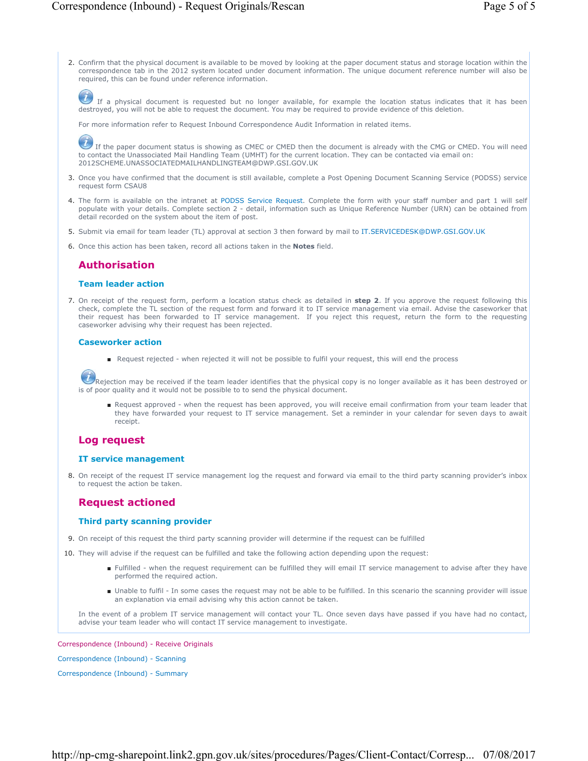2. Confirm that the physical document is available to be moved by looking at the paper document status and storage location within the correspondence tab in the 2012 system located under document information. The unique document reference number will also be required, this can be found under reference information.

   If a physical document is requested but no longer available, for example the location status indicates that it has been destroyed, you will not be able to request the document. You may be required to provide evidence of this deletion.

   For more information refer to Request Inbound Correspondence Audit Information in related items.

   If the paper document status is showing as CMEC or CMED then the document is already with the CMG or CMED. You will need to contact the Unassociated Mail Handling Team (UMHT) for the current location. They can be contacted via email on: 2012SCHEME.UNASSOCIATEDMAILHANDLINGTEAM@DWP.GSI.GOV.UK

3. Once you have confirmed that the document is still available, complete a Post Opening Document Scanning Service (PODSS) service request form CSAU8
4. The form is available on the intranet at PODSS Service Request. Complete the form with your staff number and part 1 will self populate with your details. Complete section 2 - detail, information such as Unique Reference Number (URN) can be obtained from detail recorded on the system about the item of post.
5. Submit via email for team leader (TL) approval at section 3 then forward by mail to IT.SERVICEDESK@DWP.GSI.GOV.UK
6. Once this action has been taken, record all actions taken in the **Notes** field.

## Authorisation

### Team leader action

7. On receipt of the request form, perform a location status check as detailed in **step 2**. If you approve the request following this check, complete the TL section of the request form and forward it to IT service management via email. Advise the caseworker that their request has been forwarded to IT service management. If you reject this request, return the form to the requesting caseworker advising why their request has been rejected.

### Caseworker action

- Request rejected - when rejected it will not be possible to fulfil your request, this will end the process

Rejection may be received if the team leader identifies that the physical copy is no longer available as it has been destroyed or is of poor quality and it would not be possible to to send the physical document.

- Request approved - when the request has been approved, you will receive email confirmation from your team leader that they have forwarded your request to IT service management. Set a reminder in your calendar for seven days to await receipt.

## Log request

### IT service management

8. On receipt of the request IT service management log the request and forward via email to the third party scanning provider's inbox to request the action be taken.

## Request actioned

### Third party scanning provider

9. On receipt of this request the third party scanning provider will determine if the request can be fulfilled
10. They will advise if the request can be fulfilled and take the following action depending upon the request:
    - Fulfilled - when the request requirement can be fulfilled they will email IT service management to advise after they have performed the required action.
    - Unable to fulfil - In some cases the request may not be able to be fulfilled. In this scenario the scanning provider will issue an explanation via email advising why this action cannot be taken.

In the event of a problem IT service management will contact your TL. Once seven days have passed if you have had no contact, advise your team leader who will contact IT service management to investigate.

Correspondence (Inbound) - Receive Originals

Correspondence (Inbound) - Scanning

Correspondence (Inbound) - Summary